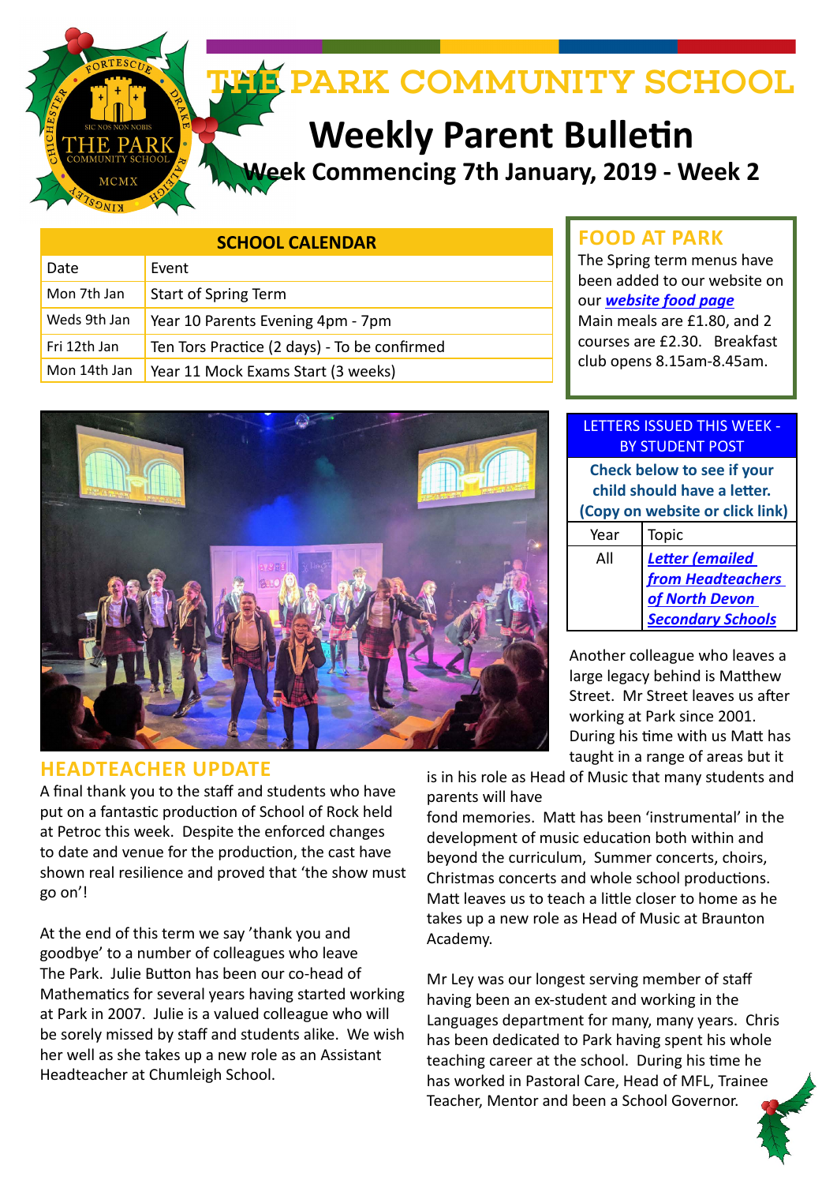# THE PARK COMMUNITY SCHOOL

## Weekly Parent Bulletin

### Week Commencing 7th January, 2019 - Week 2

| SCHOOL CALENDAR | |
|---|---|
| Date | Event |
| Mon 7th Jan | Start of Spring Term |
| Weds 9th Jan | Year 10 Parents Evening 4pm - 7pm |
| Fri 12th Jan | Ten Tors Practice (2 days) - To be confirmed |
| Mon 14th Jan | Year 11 Mock Exams Start (3 weeks) |

## FOOD AT PARK

The Spring term menus have been added to our website on our ***website food page*** Main meals are £1.80, and 2 courses are £2.30. Breakfast club opens 8.15am-8.45am.

| LETTERS ISSUED THIS WEEK - BY STUDENT POST | |
|---|---|
| **Check below to see if your child should have a letter. (Copy on website or click link)** | |
| Year | Topic |
| All | ***Letter (emailed from Headteachers of North Devon Secondary Schools*** |

## HEADTEACHER UPDATE

A final thank you to the staff and students who have put on a fantastic production of School of Rock held at Petroc this week. Despite the enforced changes to date and venue for the production, the cast have shown real resilience and proved that 'the show must go on'!

At the end of this term we say 'thank you and goodbye' to a number of colleagues who leave The Park. Julie Button has been our co-head of Mathematics for several years having started working at Park in 2007. Julie is a valued colleague who will be sorely missed by staff and students alike. We wish her well as she takes up a new role as an Assistant Headteacher at Chumleigh School.

Another colleague who leaves a large legacy behind is Matthew Street. Mr Street leaves us after working at Park since 2001. During his time with us Matt has taught in a range of areas but it is in his role as Head of Music that many students and parents will have fond memories. Matt has been 'instrumental' in the development of music education both within and beyond the curriculum, Summer concerts, choirs, Christmas concerts and whole school productions. Matt leaves us to teach a little closer to home as he takes up a new role as Head of Music at Braunton Academy.

Mr Ley was our longest serving member of staff having been an ex-student and working in the Languages department for many, many years. Chris has been dedicated to Park having spent his whole teaching career at the school. During his time he has worked in Pastoral Care, Head of MFL, Trainee Teacher, Mentor and been a School Governor.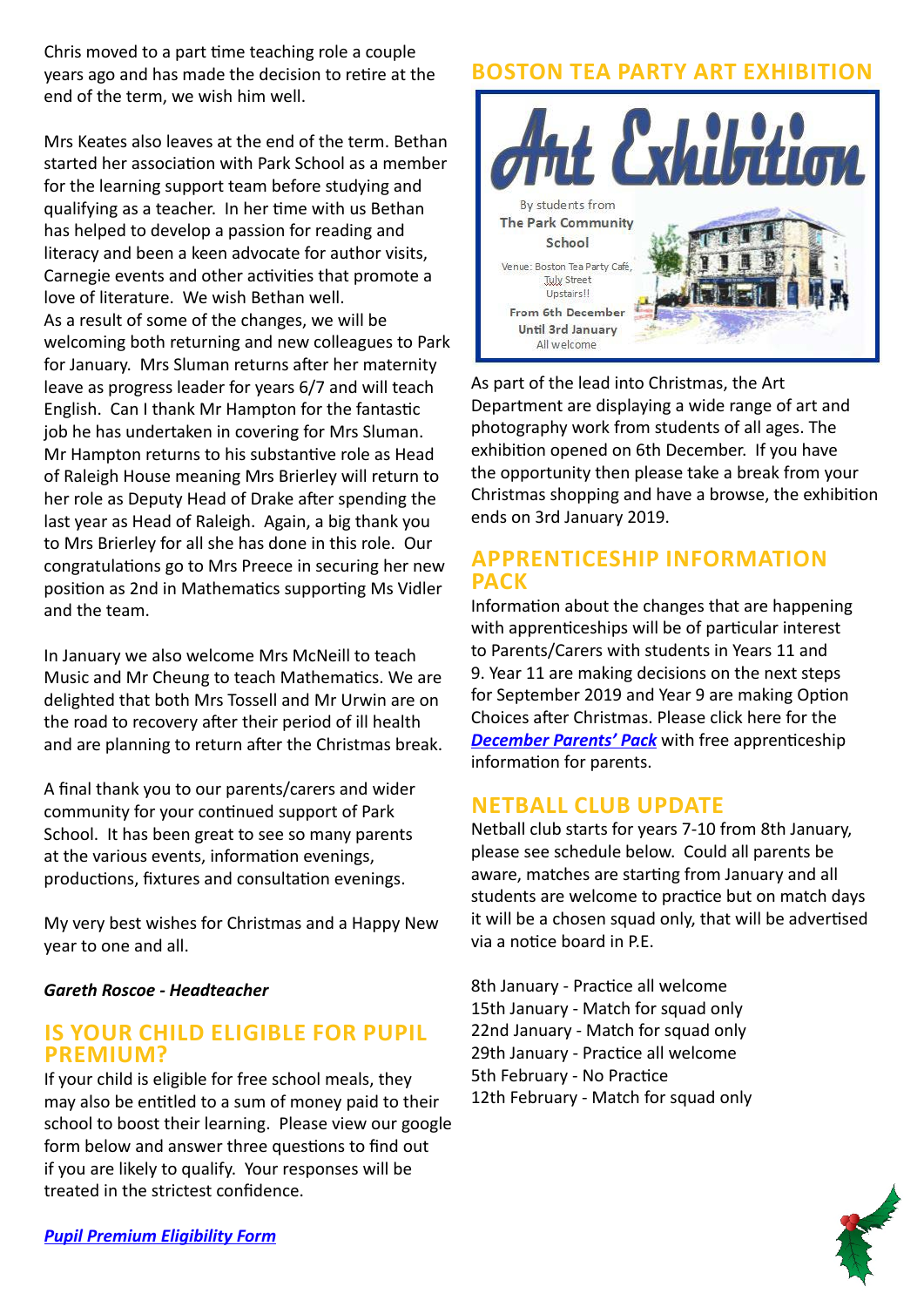Chris moved to a part time teaching role a couple years ago and has made the decision to retire at the end of the term, we wish him well.

Mrs Keates also leaves at the end of the term. Bethan started her association with Park School as a member for the learning support team before studying and qualifying as a teacher. In her time with us Bethan has helped to develop a passion for reading and literacy and been a keen advocate for author visits, Carnegie events and other activities that promote a love of literature. We wish Bethan well.
As a result of some of the changes, we will be welcoming both returning and new colleagues to Park for January. Mrs Sluman returns after her maternity leave as progress leader for years 6/7 and will teach English. Can I thank Mr Hampton for the fantastic job he has undertaken in covering for Mrs Sluman. Mr Hampton returns to his substantive role as Head of Raleigh House meaning Mrs Brierley will return to her role as Deputy Head of Drake after spending the last year as Head of Raleigh. Again, a big thank you to Mrs Brierley for all she has done in this role. Our congratulations go to Mrs Preece in securing her new position as 2nd in Mathematics supporting Ms Vidler and the team.

In January we also welcome Mrs McNeill to teach Music and Mr Cheung to teach Mathematics. We are delighted that both Mrs Tossell and Mr Urwin are on the road to recovery after their period of ill health and are planning to return after the Christmas break.

A final thank you to our parents/carers and wider community for your continued support of Park School. It has been great to see so many parents at the various events, information evenings, productions, fixtures and consultation evenings.

My very best wishes for Christmas and a Happy New year to one and all.

***Gareth Roscoe - Headteacher***

## IS YOUR CHILD ELIGIBLE FOR PUPIL PREMIUM?

If your child is eligible for free school meals, they may also be entitled to a sum of money paid to their school to boost their learning. Please view our google form below and answer three questions to find out if you are likely to qualify. Your responses will be treated in the strictest confidence.

***Pupil Premium Eligibility Form***

## BOSTON TEA PARTY ART EXHIBITION

Art Exhibition

By students from The Park Community School

Venue: Boston Tea Party Café, Tuly Street Upstairs!!

From 6th December Until 3rd January

All welcome

As part of the lead into Christmas, the Art Department are displaying a wide range of art and photography work from students of all ages. The exhibition opened on 6th December. If you have the opportunity then please take a break from your Christmas shopping and have a browse, the exhibition ends on 3rd January 2019.

## APPRENTICESHIP INFORMATION PACK

Information about the changes that are happening with apprenticeships will be of particular interest to Parents/Carers with students in Years 11 and 9. Year 11 are making decisions on the next steps for September 2019 and Year 9 are making Option Choices after Christmas. Please click here for the ***December Parents' Pack*** with free apprenticeship information for parents.

## NETBALL CLUB UPDATE

Netball club starts for years 7-10 from 8th January, please see schedule below. Could all parents be aware, matches are starting from January and all students are welcome to practice but on match days it will be a chosen squad only, that will be advertised via a notice board in P.E.

8th January - Practice all welcome
15th January - Match for squad only
22nd January - Match for squad only
29th January - Practice all welcome
5th February - No Practice
12th February - Match for squad only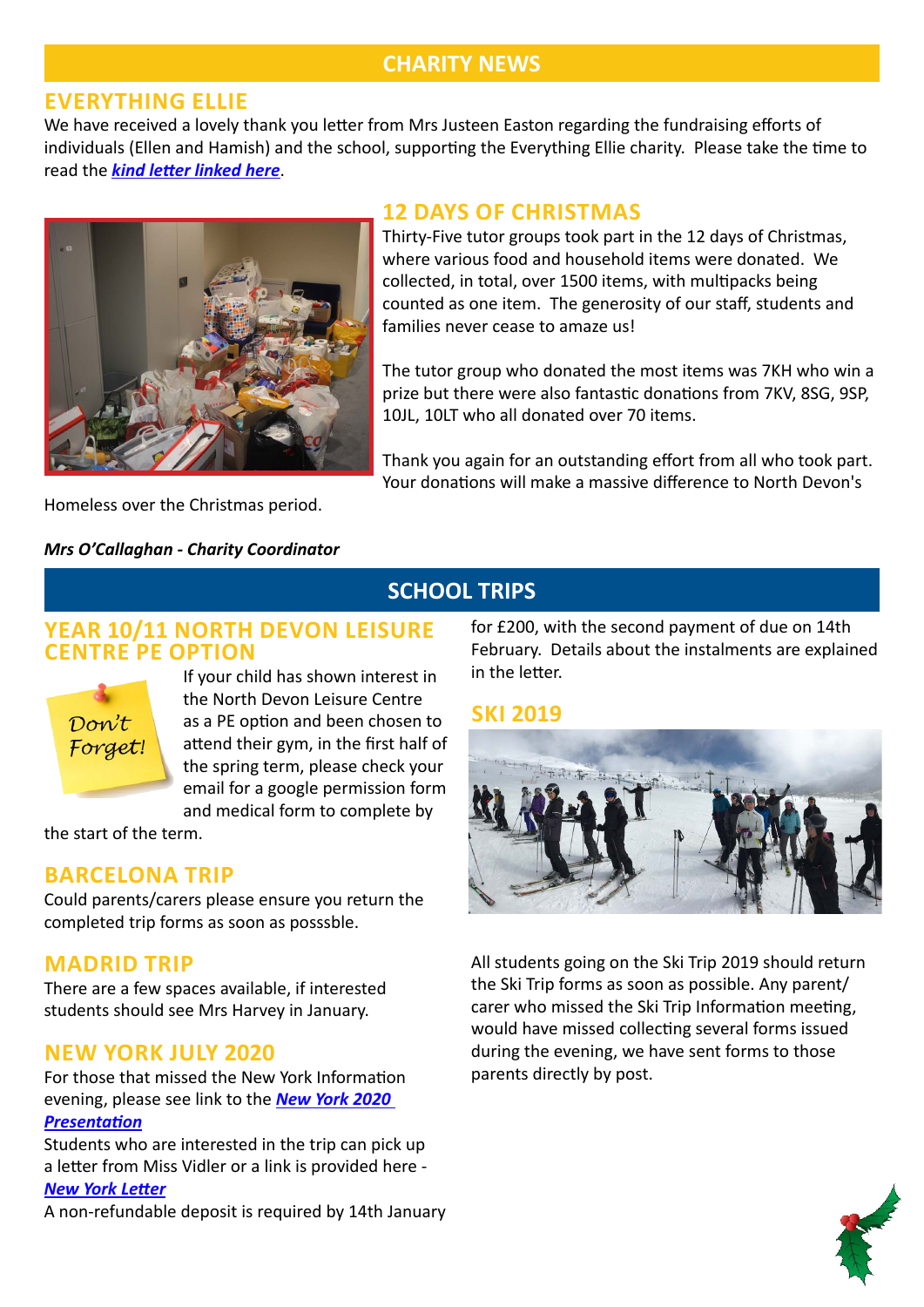# CHARITY NEWS

## EVERYTHING ELLIE

We have received a lovely thank you letter from Mrs Justeen Easton regarding the fundraising efforts of individuals (Ellen and Hamish) and the school, supporting the Everything Ellie charity. Please take the time to read the ***kind letter linked here***.

## 12 DAYS OF CHRISTMAS

Thirty-Five tutor groups took part in the 12 days of Christmas, where various food and household items were donated. We collected, in total, over 1500 items, with multipacks being counted as one item. The generosity of our staff, students and families never cease to amaze us!

The tutor group who donated the most items was 7KH who win a prize but there were also fantastic donations from 7KV, 8SG, 9SP, 10JL, 10LT who all donated over 70 items.

Thank you again for an outstanding effort from all who took part. Your donations will make a massive difference to North Devon's Homeless over the Christmas period.

***Mrs O'Callaghan - Charity Coordinator***

# SCHOOL TRIPS

## YEAR 10/11 NORTH DEVON LEISURE CENTRE PE OPTION

Don't Forget!

If your child has shown interest in the North Devon Leisure Centre as a PE option and been chosen to attend their gym, in the first half of the spring term, please check your email for a google permission form and medical form to complete by the start of the term.

## BARCELONA TRIP

Could parents/carers please ensure you return the completed trip forms as soon as posssble.

## MADRID TRIP

There are a few spaces available, if interested students should see Mrs Harvey in January.

## NEW YORK JULY 2020

For those that missed the New York Information evening, please see link to the ***New York 2020 Presentation***

Students who are interested in the trip can pick up a letter from Miss Vidler or a link is provided here - ***New York Letter***

A non-refundable deposit is required by 14th January for £200, with the second payment of due on 14th February. Details about the instalments are explained in the letter.

## SKI 2019

All students going on the Ski Trip 2019 should return the Ski Trip forms as soon as possible. Any parent/carer who missed the Ski Trip Information meeting, would have missed collecting several forms issued during the evening, we have sent forms to those parents directly by post.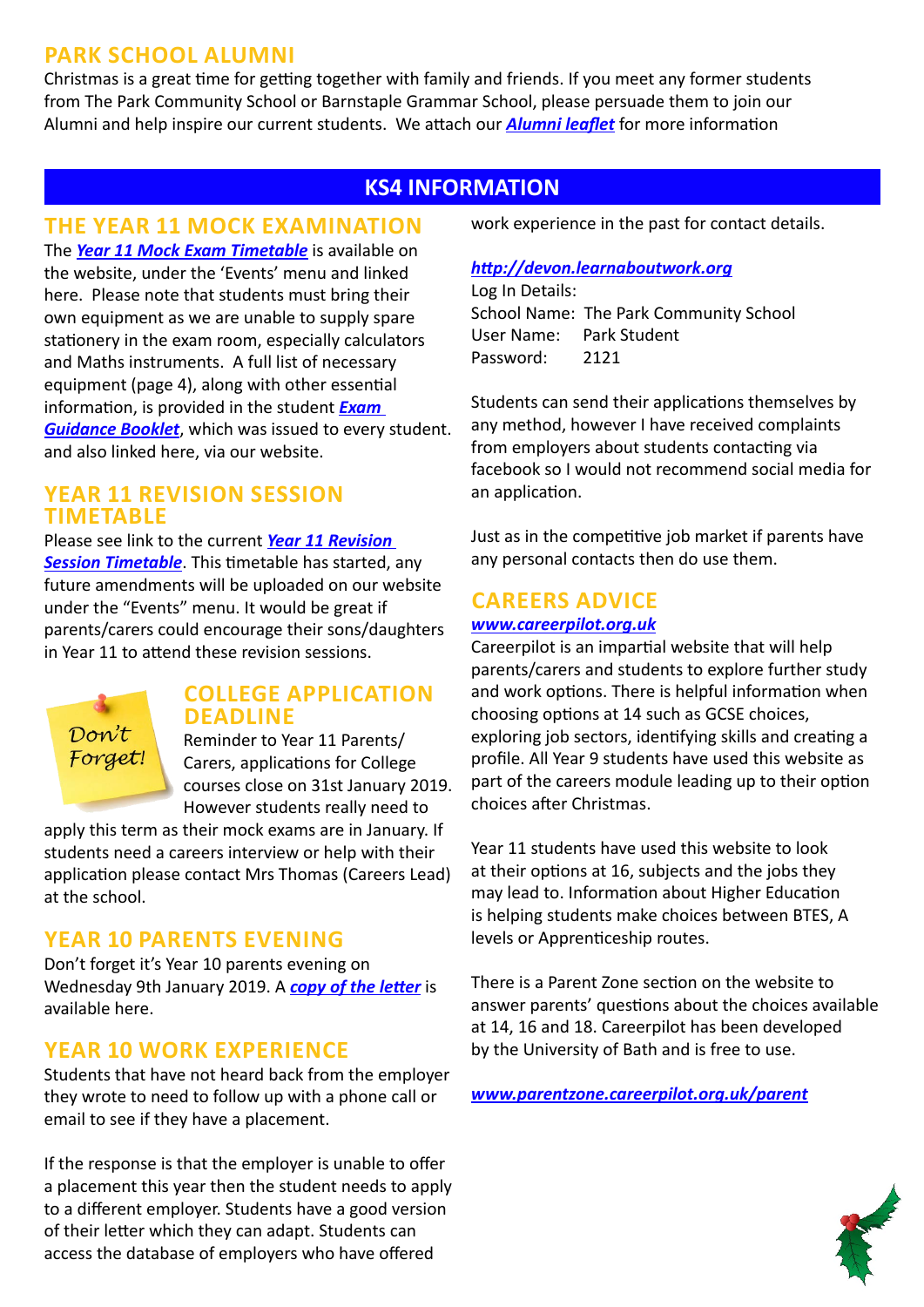## PARK SCHOOL ALUMNI

Christmas is a great time for getting together with family and friends. If you meet any former students from The Park Community School or Barnstaple Grammar School, please persuade them to join our Alumni and help inspire our current students. We attach our ***Alumni leaflet*** for more information

# KS4 INFORMATION

## THE YEAR 11 MOCK EXAMINATION

The ***Year 11 Mock Exam Timetable*** is available on the website, under the 'Events' menu and linked here. Please note that students must bring their own equipment as we are unable to supply spare stationery in the exam room, especially calculators and Maths instruments. A full list of necessary equipment (page 4), along with other essential information, is provided in the student ***Exam Guidance Booklet***, which was issued to every student. and also linked here, via our website.

## YEAR 11 REVISION SESSION TIMETABLE

Please see link to the current ***Year 11 Revision Session Timetable***. This timetable has started, any future amendments will be uploaded on our website under the "Events" menu. It would be great if parents/carers could encourage their sons/daughters in Year 11 to attend these revision sessions.

Don't Forget!

## COLLEGE APPLICATION DEADLINE

Reminder to Year 11 Parents/ Carers, applications for College courses close on 31st January 2019. However students really need to apply this term as their mock exams are in January. If students need a careers interview or help with their application please contact Mrs Thomas (Careers Lead) at the school.

## YEAR 10 PARENTS EVENING

Don't forget it's Year 10 parents evening on Wednesday 9th January 2019. A ***copy of the letter*** is available here.

## YEAR 10 WORK EXPERIENCE

Students that have not heard back from the employer they wrote to need to follow up with a phone call or email to see if they have a placement.

If the response is that the employer is unable to offer a placement this year then the student needs to apply to a different employer. Students have a good version of their letter which they can adapt. Students can access the database of employers who have offered work experience in the past for contact details.

***http://devon.learnaboutwork.org***

Log In Details:
School Name: The Park Community School
User Name: Park Student
Password: 2121

Students can send their applications themselves by any method, however I have received complaints from employers about students contacting via facebook so I would not recommend social media for an application.

Just as in the competitive job market if parents have any personal contacts then do use them.

## CAREERS ADVICE

***www.careerpilot.org.uk***

Careerpilot is an impartial website that will help parents/carers and students to explore further study and work options. There is helpful information when choosing options at 14 such as GCSE choices, exploring job sectors, identifying skills and creating a profile. All Year 9 students have used this website as part of the careers module leading up to their option choices after Christmas.

Year 11 students have used this website to look at their options at 16, subjects and the jobs they may lead to. Information about Higher Education is helping students make choices between BTES, A levels or Apprenticeship routes.

There is a Parent Zone section on the website to answer parents' questions about the choices available at 14, 16 and 18. Careerpilot has been developed by the University of Bath and is free to use.

***www.parentzone.careerpilot.org.uk/parent***